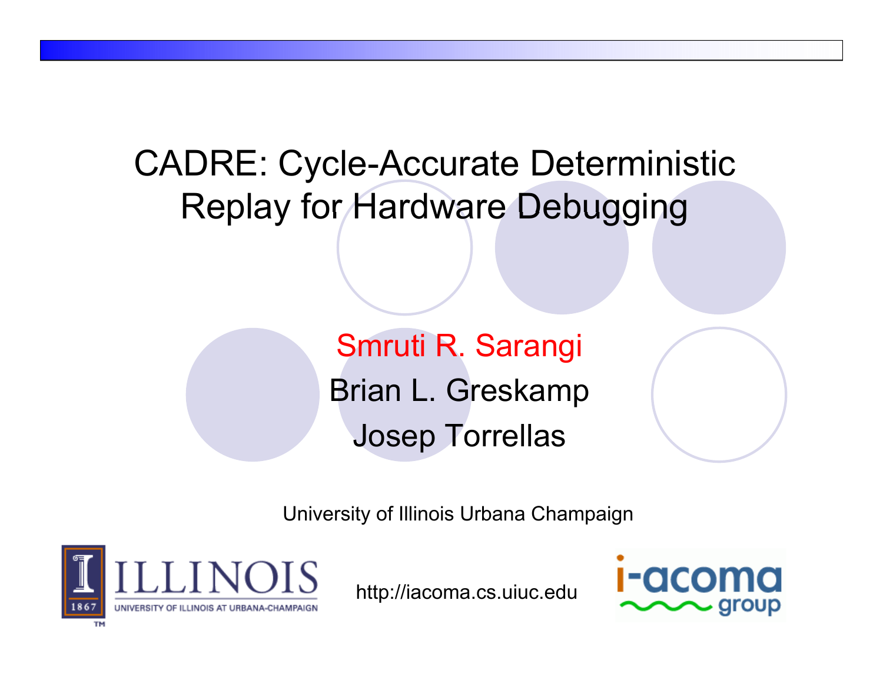# CADRE: Cycle-Accurate Deterministic Replay for Hardware Debugging

Smruti R. Sarangi

Brian L. Greskamp

Josep Torrellas

University of Illinois Urbana Champaign

ILLINOIS
UNIVERSITY OF ILLINOIS AT URBANA-CHAMPAIGN

http://iacoma.cs.uiuc.edu

i-acoma group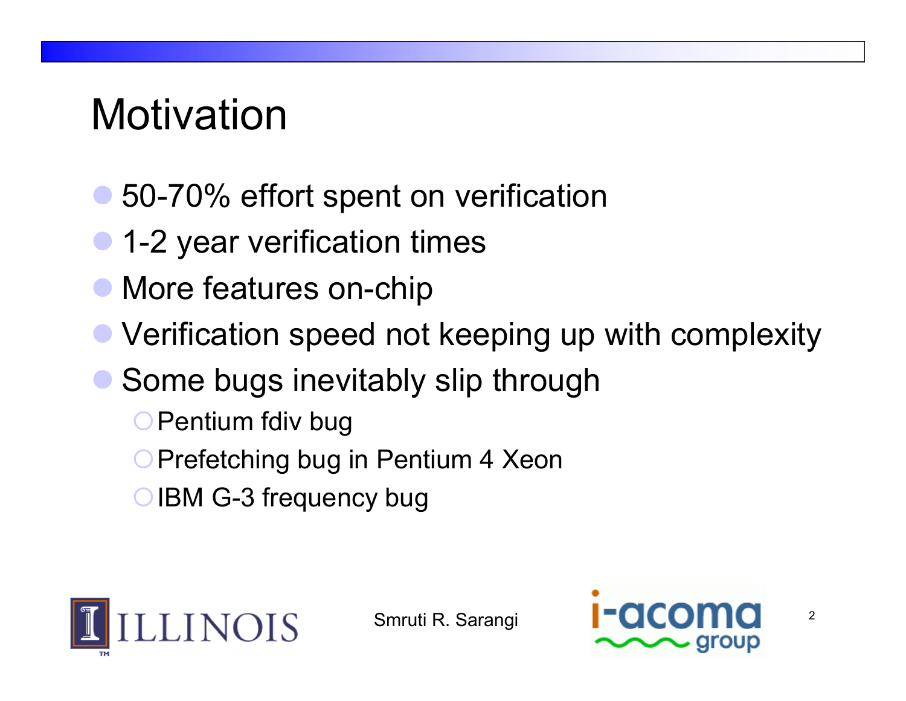# Motivation

- 50-70% effort spent on verification
- 1-2 year verification times
- More features on-chip
- Verification speed not keeping up with complexity
- Some bugs inevitably slip through
  - Pentium fdiv bug
  - Prefetching bug in Pentium 4 Xeon
  - IBM G-3 frequency bug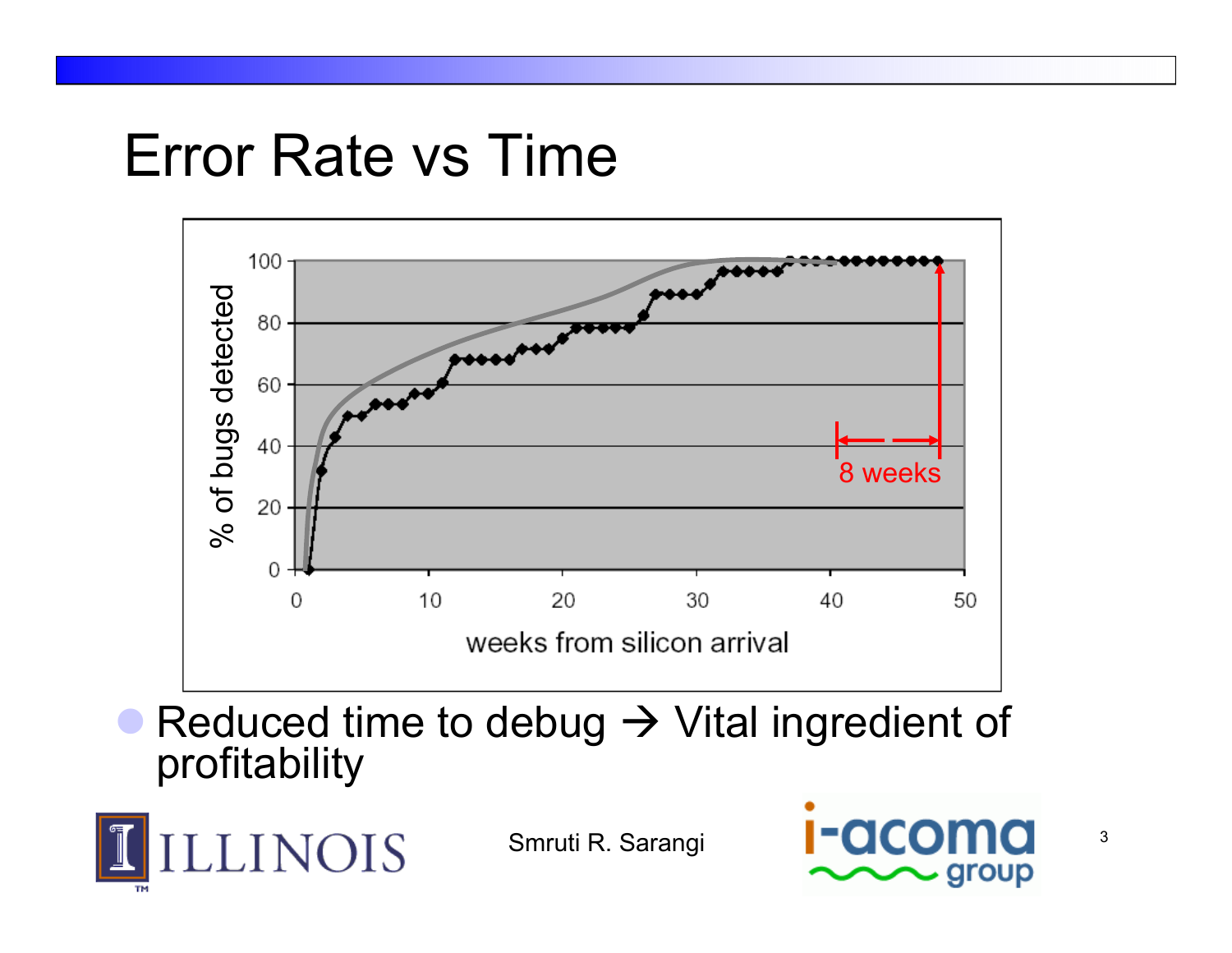# Error Rate vs Time

% of bugs detected

100
80
60
40
20
0

0 10 20 30 40 50

weeks from silicon arrival

8 weeks

- Reduced time to debug → Vital ingredient of profitability

Smruti R. Sarangi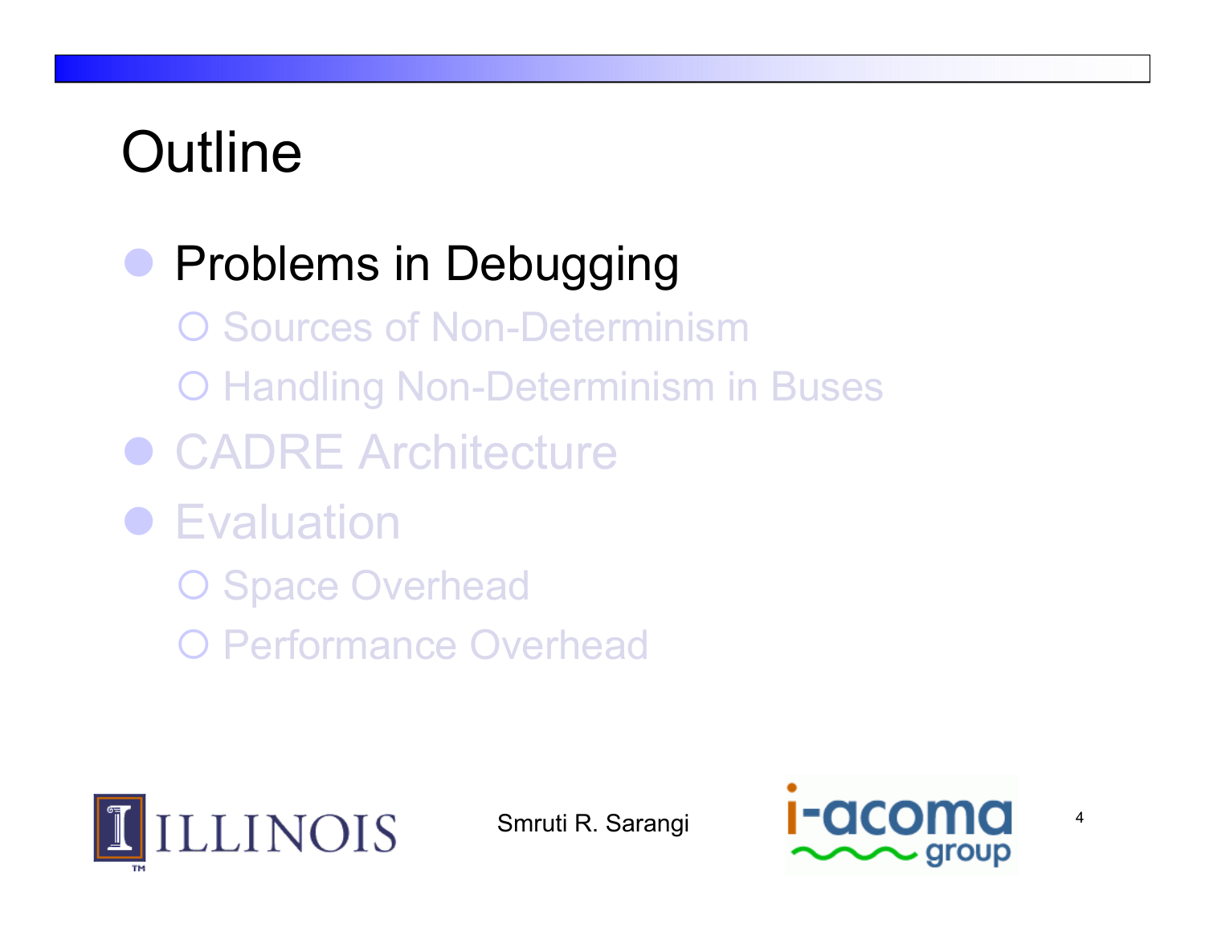# Outline

- Problems in Debugging
  - Sources of Non-Determinism
  - Handling Non-Determinism in Buses
- CADRE Architecture
- Evaluation
  - Space Overhead
  - Performance Overhead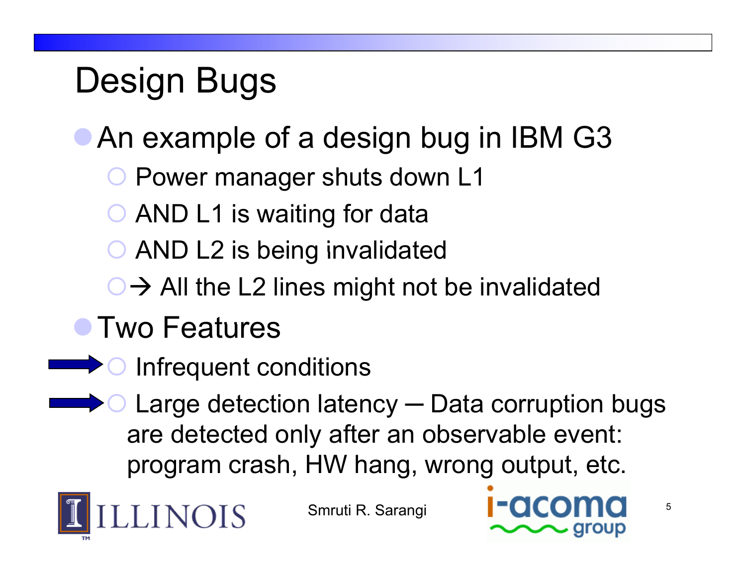# Design Bugs

- An example of a design bug in IBM G3
  - Power manager shuts down L1
  - AND L1 is waiting for data
  - AND L2 is being invalidated
  - → All the L2 lines might not be invalidated
- Two Features
  - Infrequent conditions
  - Large detection latency – Data corruption bugs are detected only after an observable event: program crash, HW hang, wrong output, etc.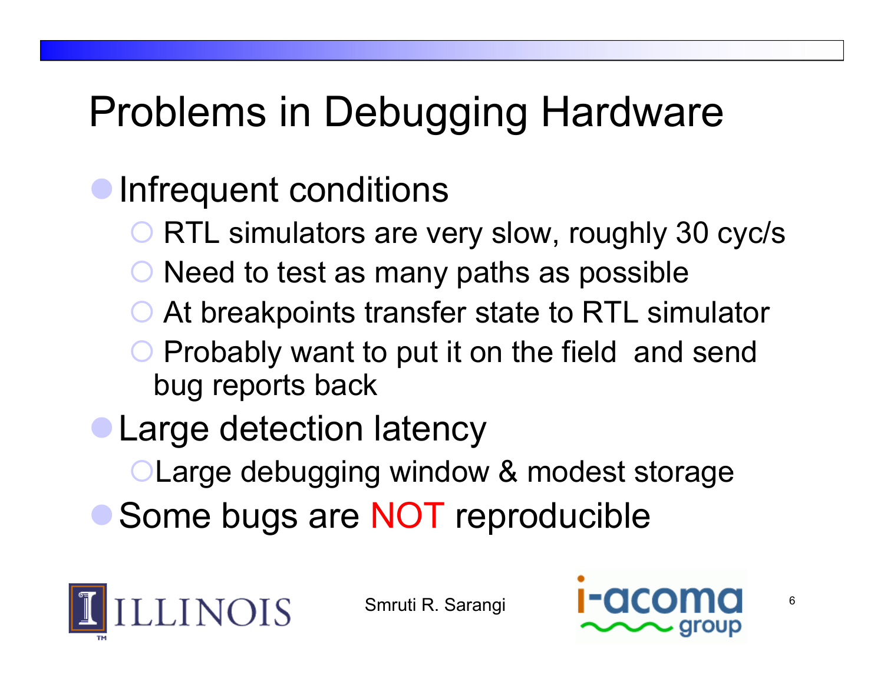# Problems in Debugging Hardware

- Infrequent conditions
  - RTL simulators are very slow, roughly 30 cyc/s
  - Need to test as many paths as possible
  - At breakpoints transfer state to RTL simulator
  - Probably want to put it on the field and send bug reports back
- Large detection latency
  - Large debugging window & modest storage
- Some bugs are NOT reproducible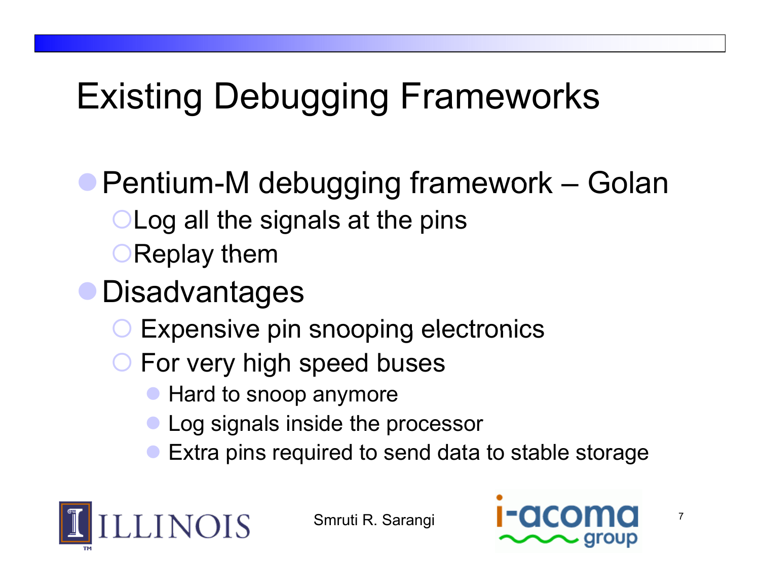# Existing Debugging Frameworks

- Pentium-M debugging framework – Golan
  - Log all the signals at the pins
  - Replay them
- Disadvantages
  - Expensive pin snooping electronics
  - For very high speed buses
    - Hard to snoop anymore
    - Log signals inside the processor
    - Extra pins required to send data to stable storage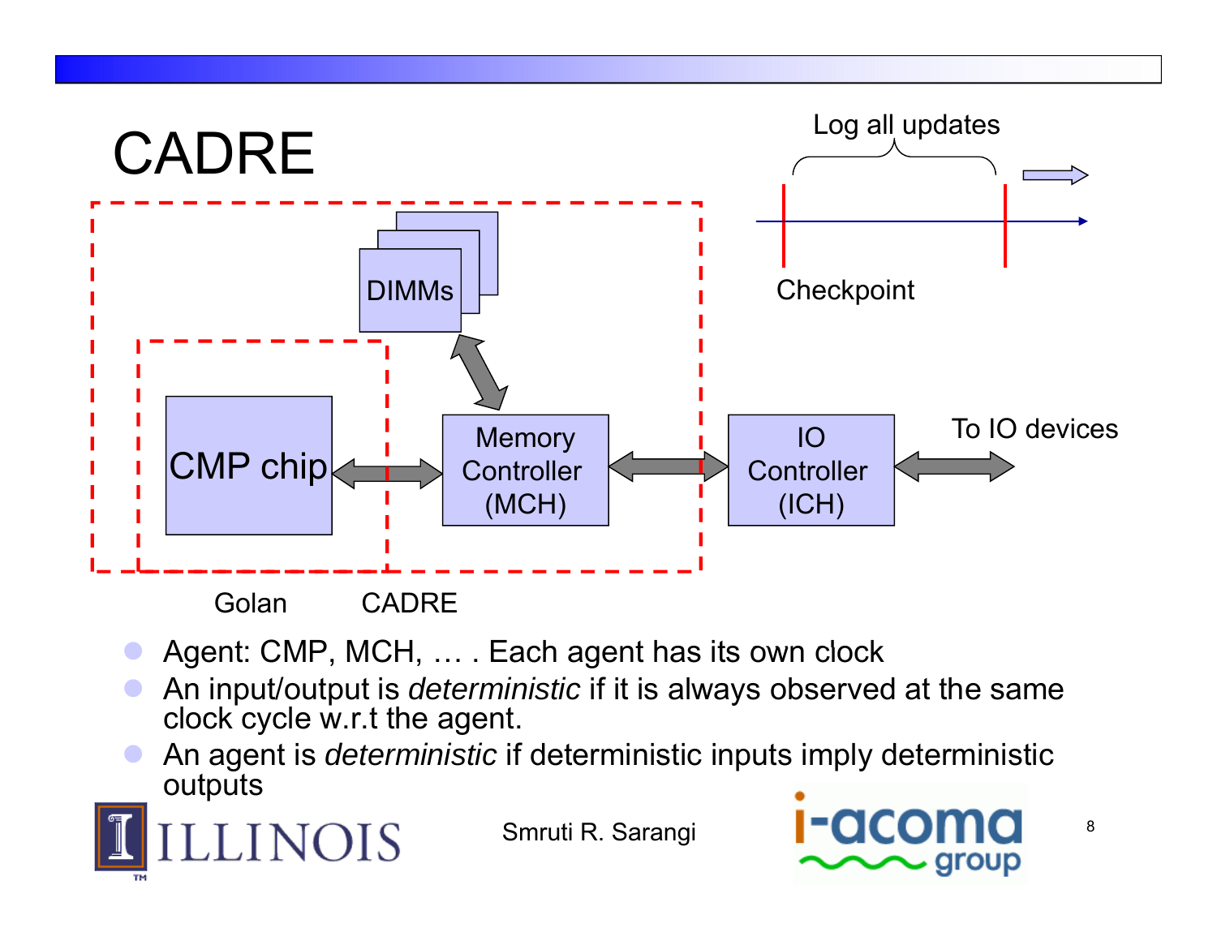# CADRE

Log all updates

Checkpoint

DIMMs

CMP chip

Memory Controller (MCH)

IO Controller (ICH)

To IO devices

Golan CADRE

- Agent: CMP, MCH, … . Each agent has its own clock
- An input/output is *deterministic* if it is always observed at the same clock cycle w.r.t the agent.
- An agent is *deterministic* if deterministic inputs imply deterministic outputs

Smruti R. Sarangi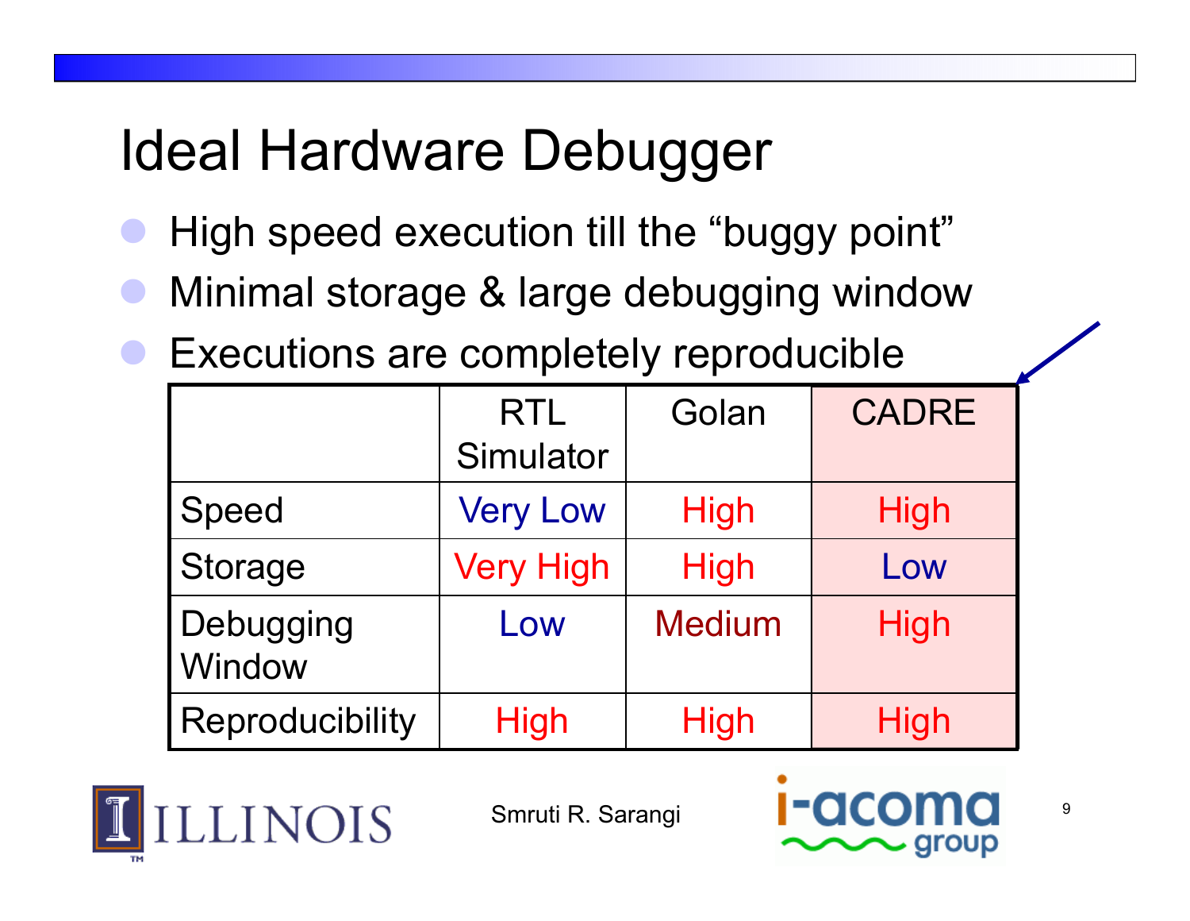# Ideal Hardware Debugger

- High speed execution till the "buggy point"
- Minimal storage & large debugging window
- Executions are completely reproducible

| | RTL Simulator | Golan | CADRE |
|---|---|---|---|
| Speed | Very Low | High | High |
| Storage | Very High | High | Low |
| Debugging Window | Low | Medium | High |
| Reproducibility | High | High | High |

Smruti R. Sarangi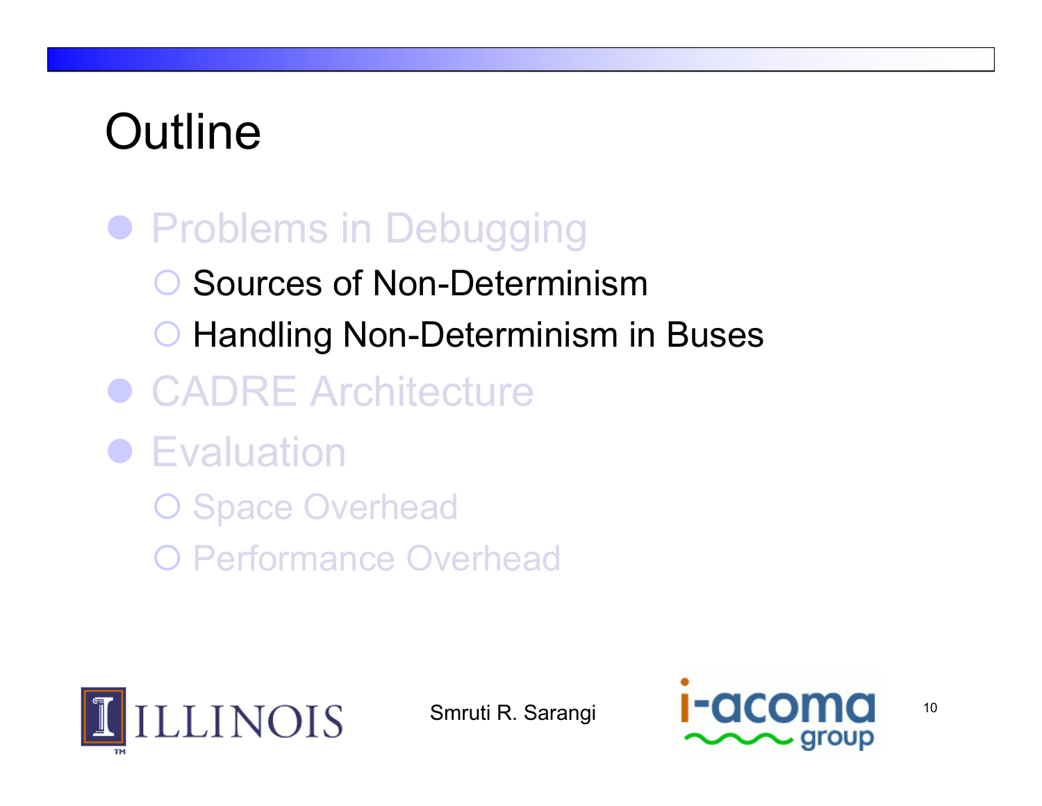# Outline

- Problems in Debugging
  - Sources of Non-Determinism
  - Handling Non-Determinism in Buses
- CADRE Architecture
- Evaluation
  - Space Overhead
  - Performance Overhead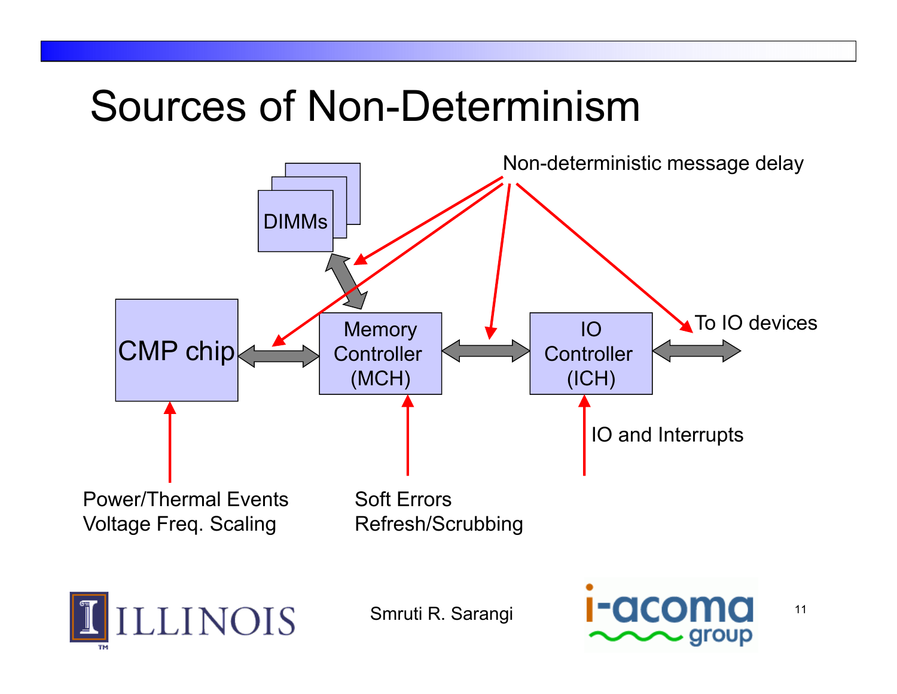# Sources of Non-Determinism

Non-deterministic message delay

DIMMs

CMP chip

Memory Controller (MCH)

IO Controller (ICH)

To IO devices

IO and Interrupts

Power/Thermal Events
Voltage Freq. Scaling

Soft Errors
Refresh/Scrubbing

Smruti R. Sarangi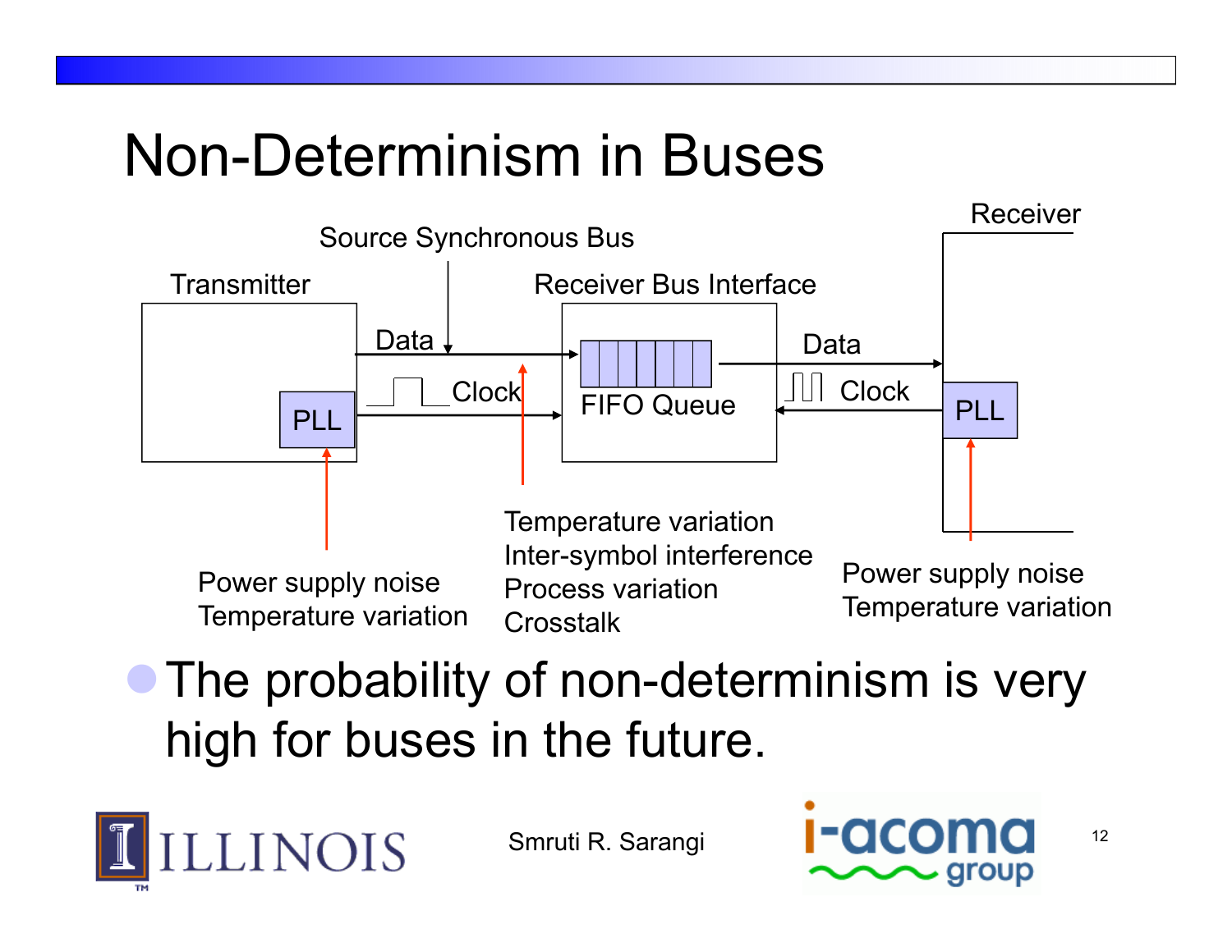# Non-Determinism in Buses

Source Synchronous Bus

Transmitter

Receiver Bus Interface

Receiver

Data

Clock

PLL

FIFO Queue

Data

Clock

PLL

Power supply noise
Temperature variation

Temperature variation
Inter-symbol interference
Process variation
Crosstalk

Power supply noise
Temperature variation

- The probability of non-determinism is very high for buses in the future.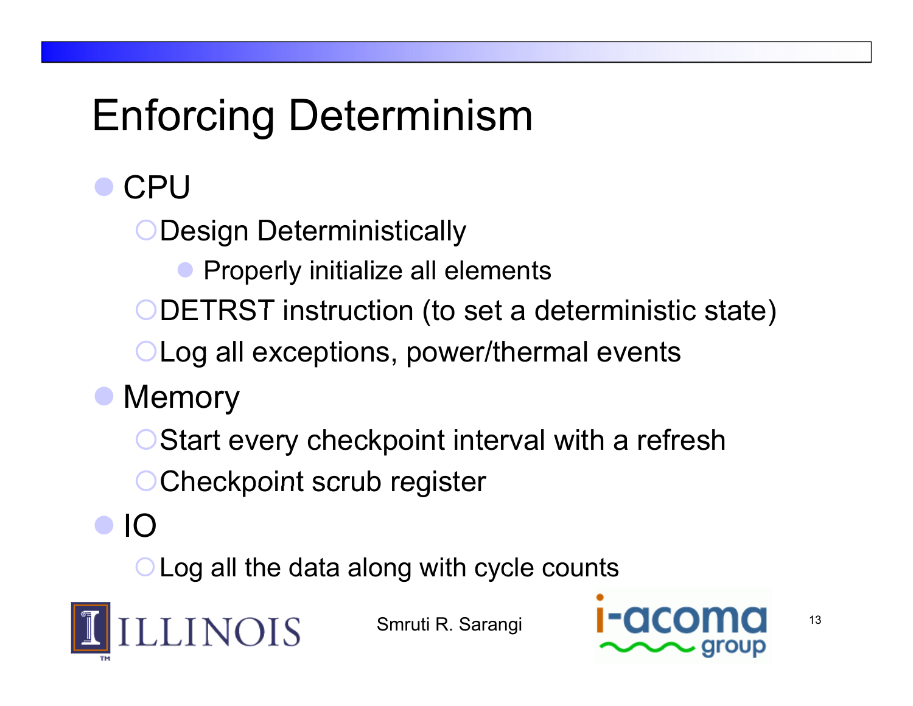# Enforcing Determinism

- CPU
  - Design Deterministically
    - Properly initialize all elements
  - DETRST instruction (to set a deterministic state)
  - Log all exceptions, power/thermal events
- Memory
  - Start every checkpoint interval with a refresh
  - Checkpoint scrub register
- IO
  - Log all the data along with cycle counts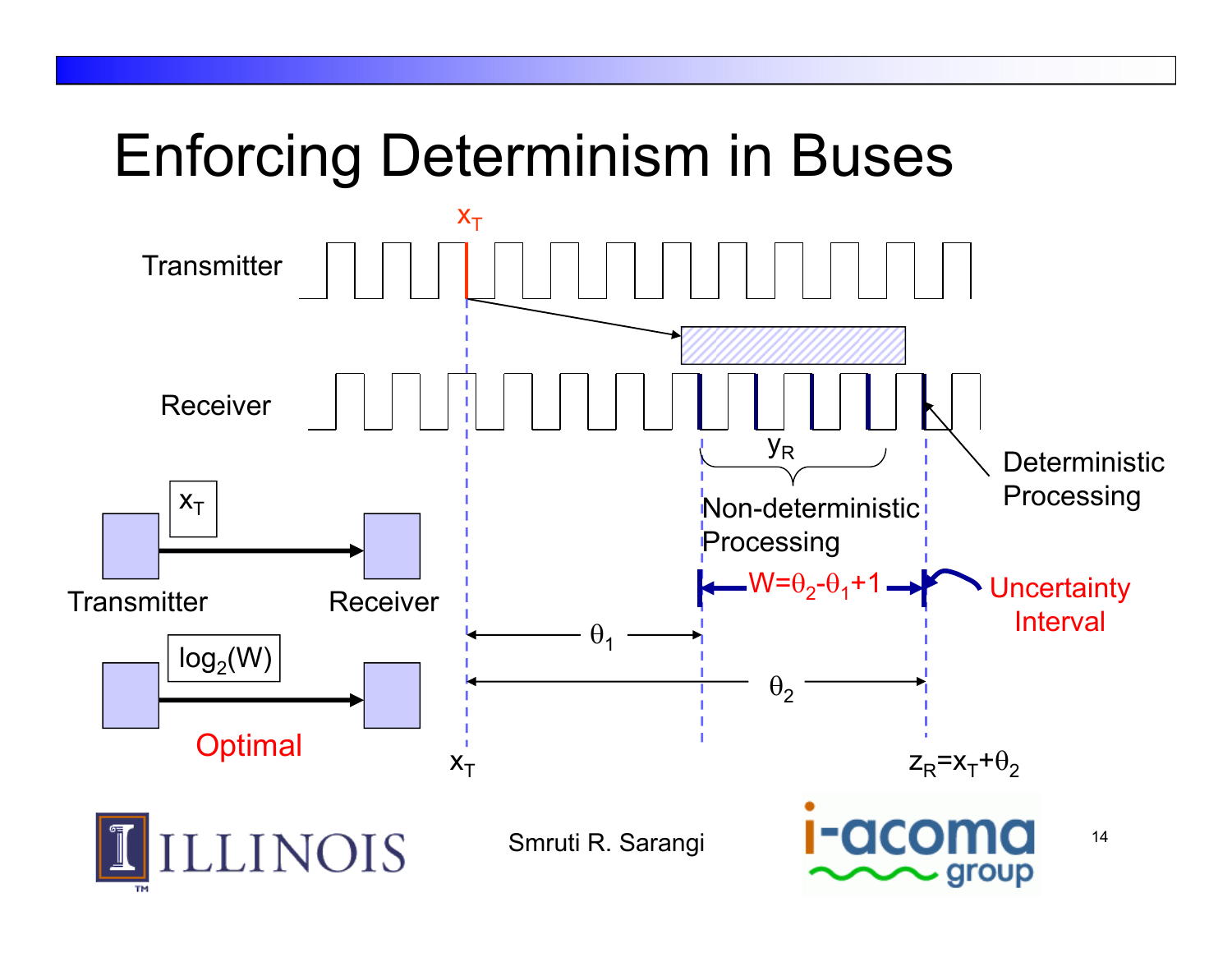# Enforcing Determinism in Buses

Transmitter

$x_T$

Receiver

$y_R$

Non-deterministic Processing

Deterministic Processing

$W=\theta_2-\theta_1+1$

Uncertainty Interval

$\theta_1$

$\theta_2$

$x_T$

$z_R=x_T+\theta_2$

Transmitter → Receiver: $x_T$

$\log_2(W)$

Optimal

Smruti R. Sarangi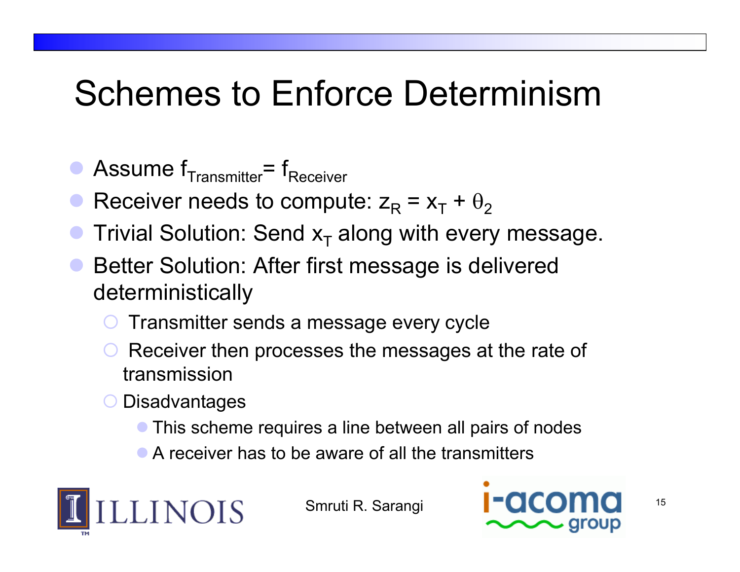# Schemes to Enforce Determinism

- Assume $f_{Transmitter} = f_{Receiver}$
- Receiver needs to compute: $z_R = x_T + \theta_2$
- Trivial Solution: Send $x_T$ along with every message.
- Better Solution: After first message is delivered deterministically
  - Transmitter sends a message every cycle
  - Receiver then processes the messages at the rate of transmission
  - Disadvantages
    - This scheme requires a line between all pairs of nodes
    - A receiver has to be aware of all the transmitters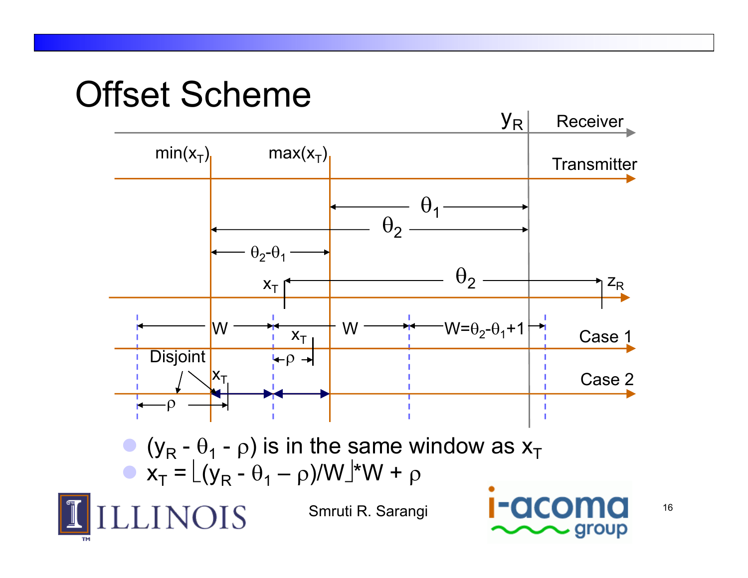# Offset Scheme

- $(y_R - \theta_1 - \rho)$ is in the same window as $x_T$
- $x_T = \lfloor (y_R - \theta_1 - \rho)/W \rfloor * W + \rho$

Smruti R. Sarangi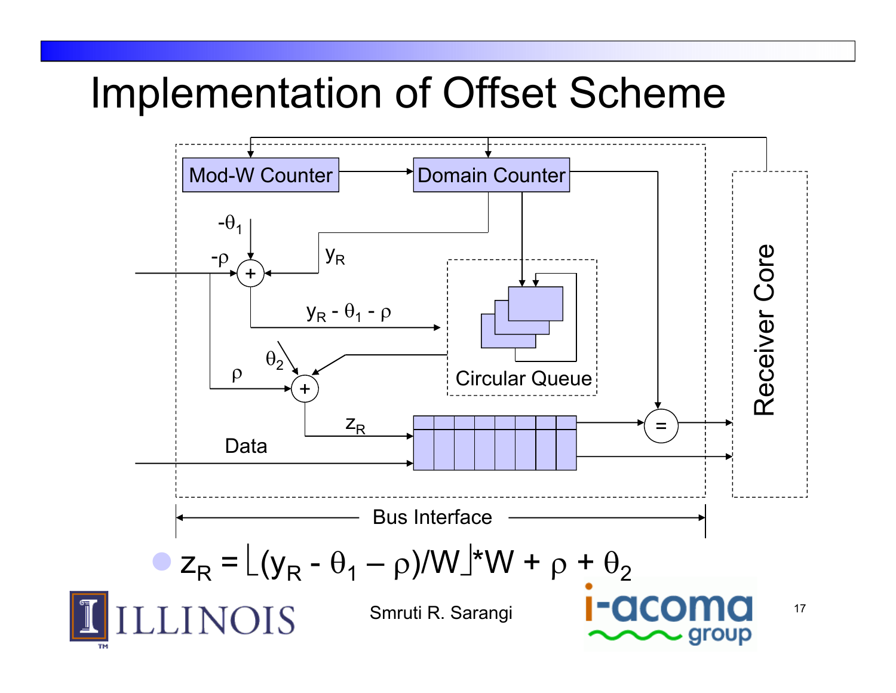# Implementation of Offset Scheme

Mod-W Counter

Domain Counter

$-\theta_1$

$-\rho$

$y_R$

$y_R - \theta_1 - \rho$

$\theta_2$

$\rho$

Circular Queue

$z_R$

Data

Receiver Core

Bus Interface

- $z_R = \lfloor (y_R - \theta_1 - \rho)/W \rfloor * W + \rho + \theta_2$

Smruti R. Sarangi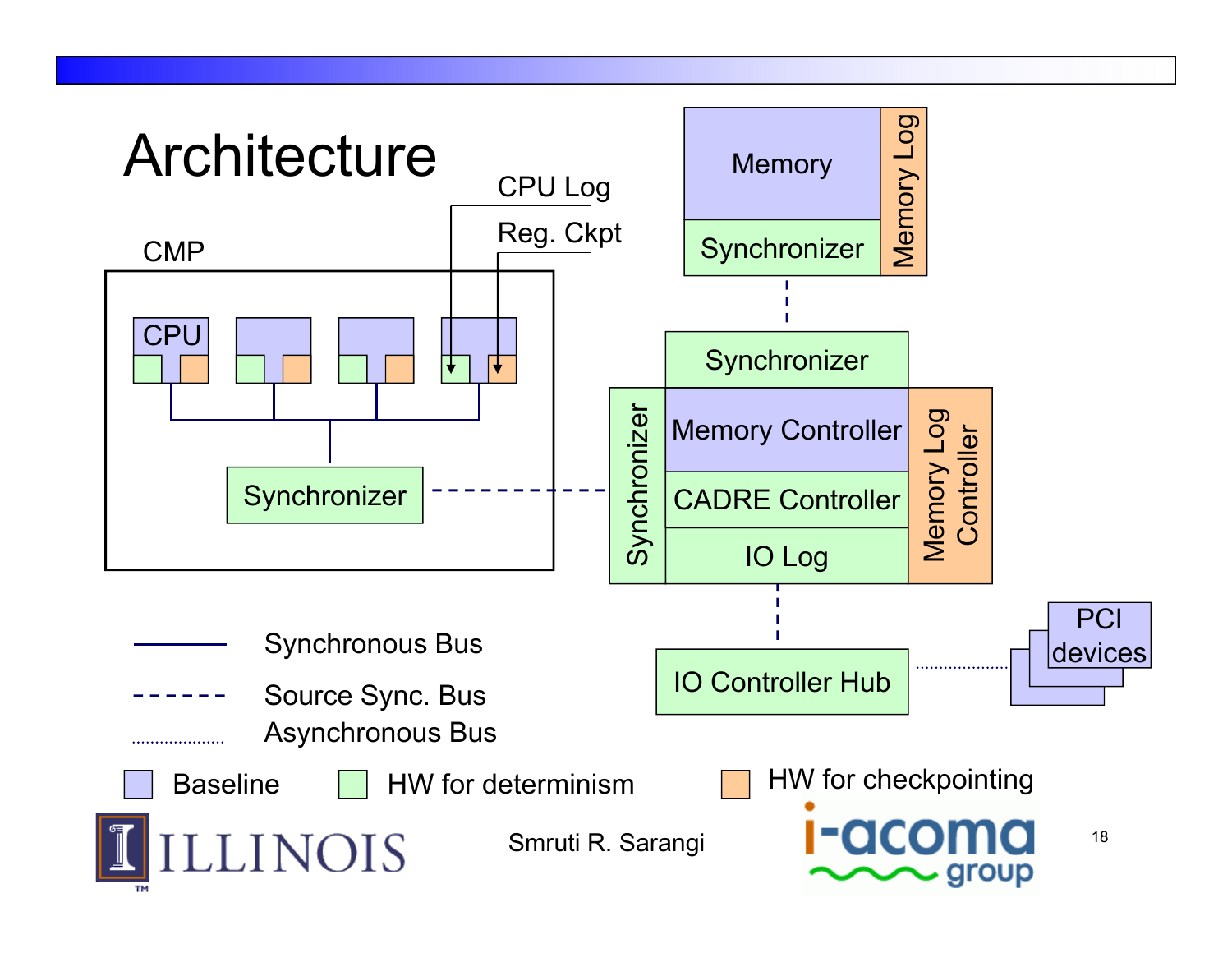# Architecture

CMP

CPU

CPU Log

Reg. Ckpt

Synchronizer

Memory

Synchronizer

Memory Log

Synchronizer

Synchronizer

Memory Controller

CADRE Controller

IO Log

Memory Log Controller

IO Controller Hub

PCI devices

Synchronous Bus

Source Sync. Bus

Asynchronous Bus

Baseline

HW for determinism

HW for checkpointing

Smruti R. Sarangi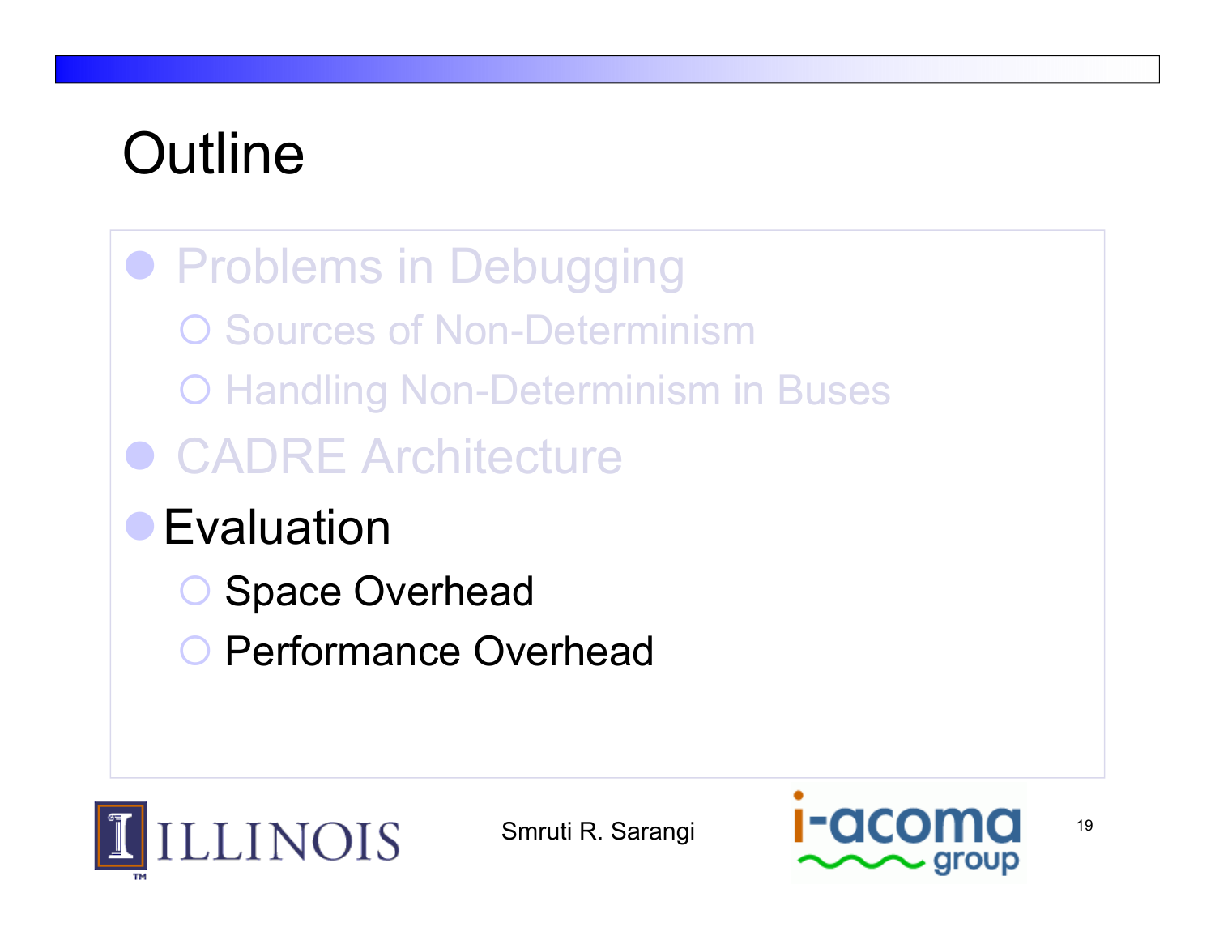# Outline

- Problems in Debugging
  - Sources of Non-Determinism
  - Handling Non-Determinism in Buses
- CADRE Architecture
- Evaluation
  - Space Overhead
  - Performance Overhead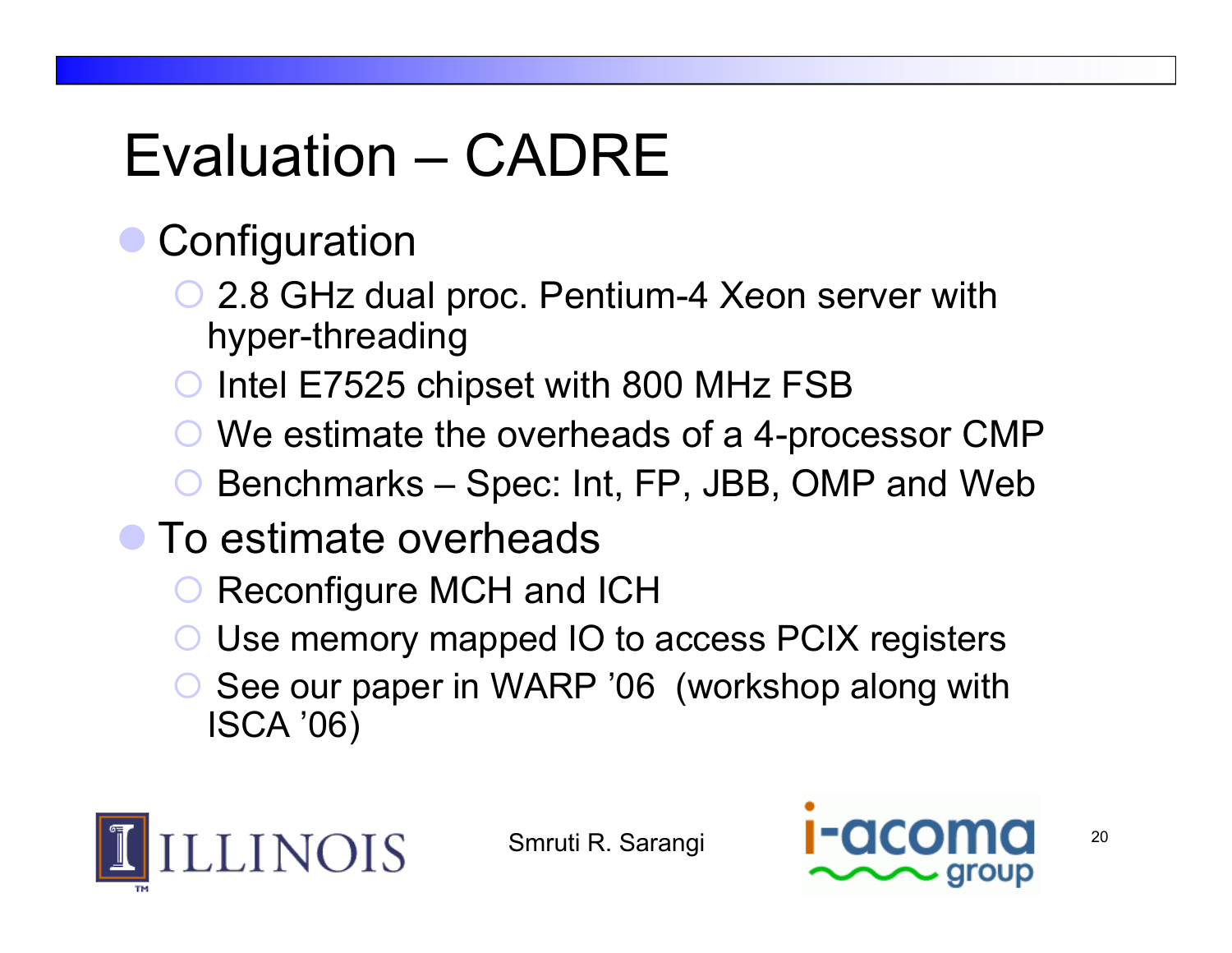# Evaluation – CADRE

- Configuration
  - 2.8 GHz dual proc. Pentium-4 Xeon server with hyper-threading
  - Intel E7525 chipset with 800 MHz FSB
  - We estimate the overheads of a 4-processor CMP
  - Benchmarks – Spec: Int, FP, JBB, OMP and Web
- To estimate overheads
  - Reconfigure MCH and ICH
  - Use memory mapped IO to access PCIX registers
  - See our paper in WARP '06 (workshop along with ISCA '06)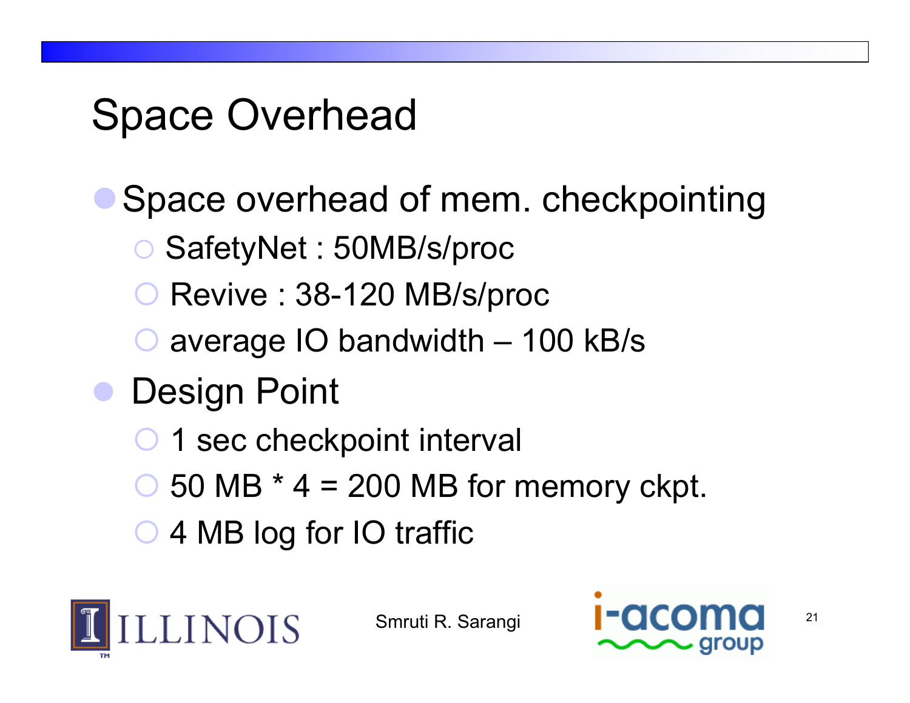# Space Overhead

- Space overhead of mem. checkpointing
  - SafetyNet : 50MB/s/proc
  - Revive : 38-120 MB/s/proc
  - average IO bandwidth – 100 kB/s
- Design Point
  - 1 sec checkpoint interval
  - 50 MB * 4 = 200 MB for memory ckpt.
  - 4 MB log for IO traffic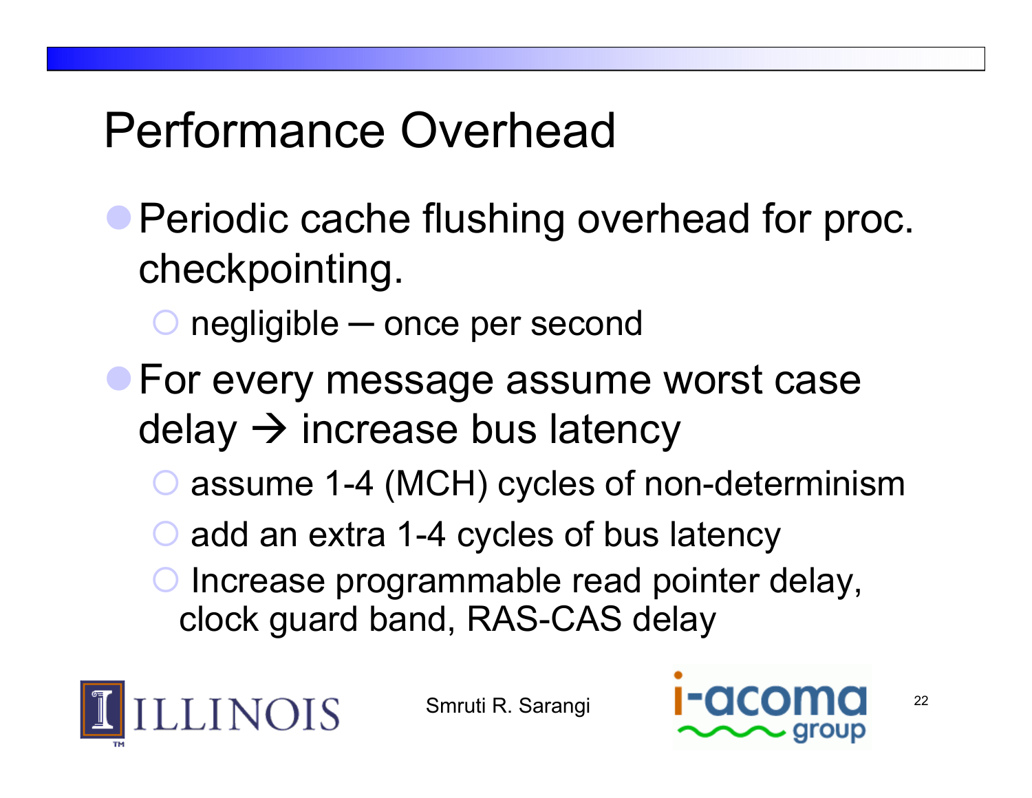# Performance Overhead

- Periodic cache flushing overhead for proc. checkpointing.
  - negligible – once per second
- For every message assume worst case delay → increase bus latency
  - assume 1-4 (MCH) cycles of non-determinism
  - add an extra 1-4 cycles of bus latency
  - Increase programmable read pointer delay, clock guard band, RAS-CAS delay

Smruti R. Sarangi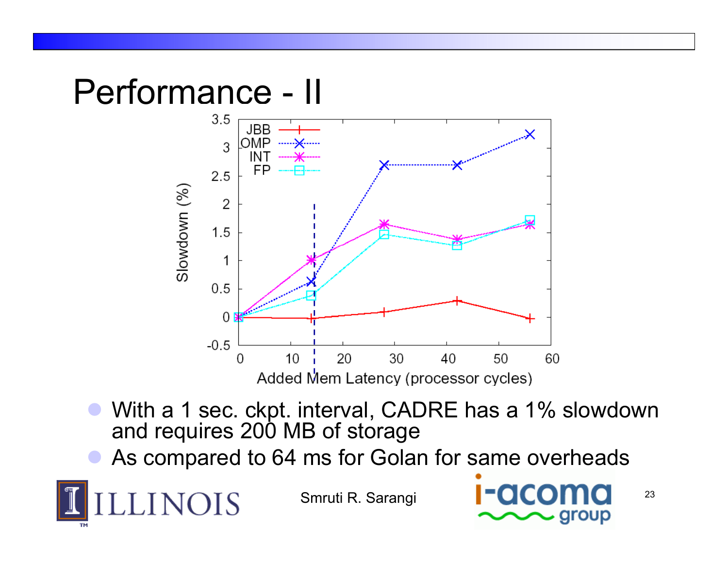# Performance - II

- With a 1 sec. ckpt. interval, CADRE has a 1% slowdown and requires 200 MB of storage
- As compared to 64 ms for Golan for same overheads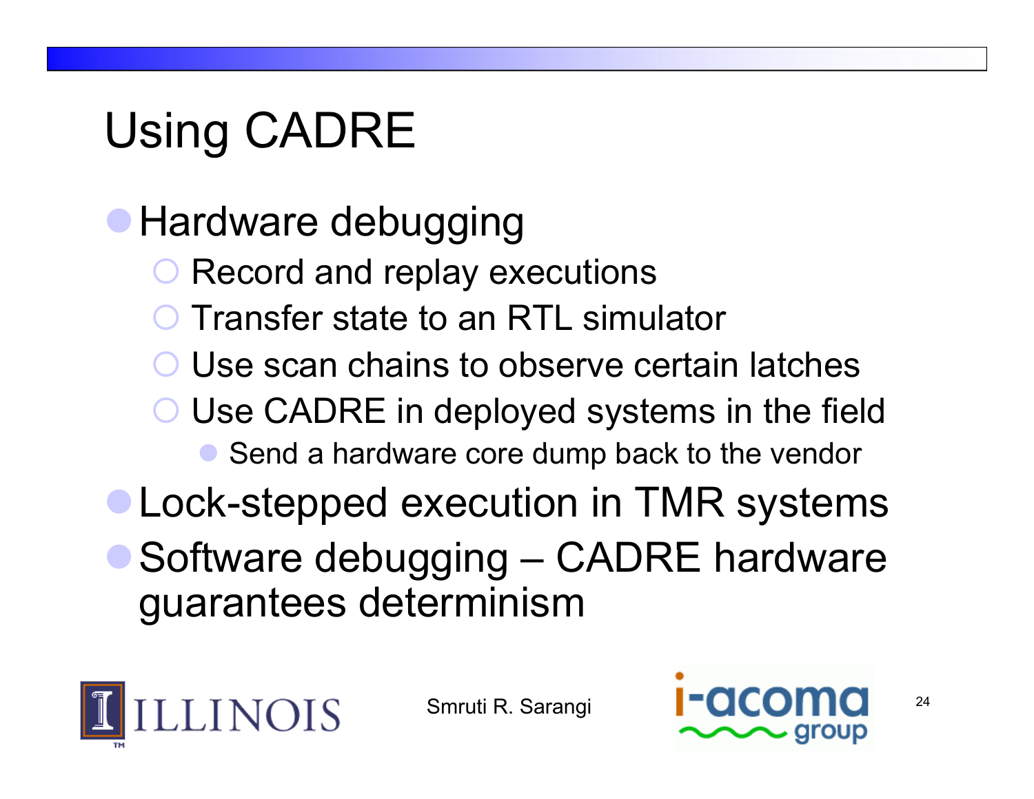# Using CADRE

- Hardware debugging
  - Record and replay executions
  - Transfer state to an RTL simulator
  - Use scan chains to observe certain latches
  - Use CADRE in deployed systems in the field
    - Send a hardware core dump back to the vendor
- Lock-stepped execution in TMR systems
- Software debugging – CADRE hardware guarantees determinism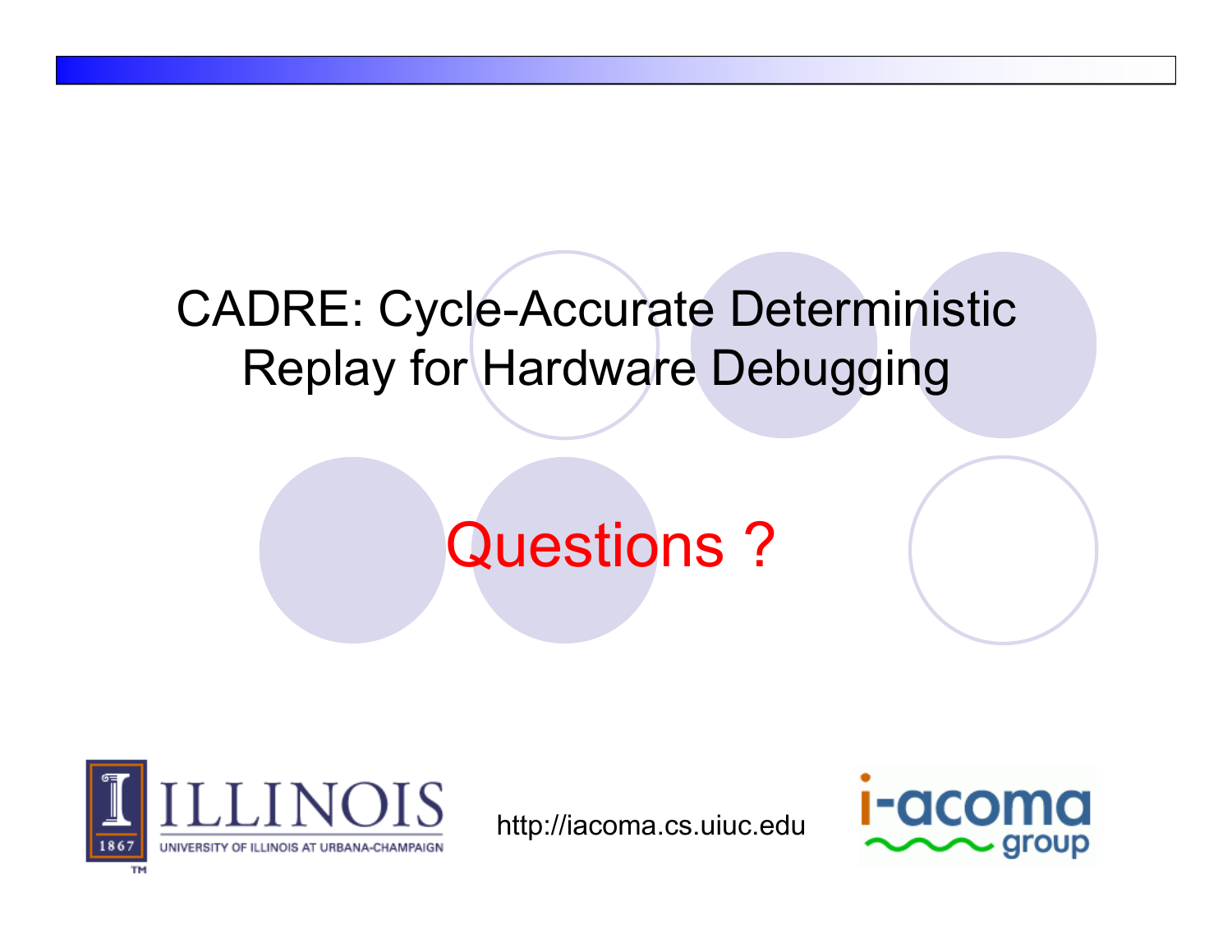# CADRE: Cycle-Accurate Deterministic Replay for Hardware Debugging

## Questions ?

ILLINOIS

UNIVERSITY OF ILLINOIS AT URBANA-CHAMPAIGN

http://iacoma.cs.uiuc.edu

i-acoma group